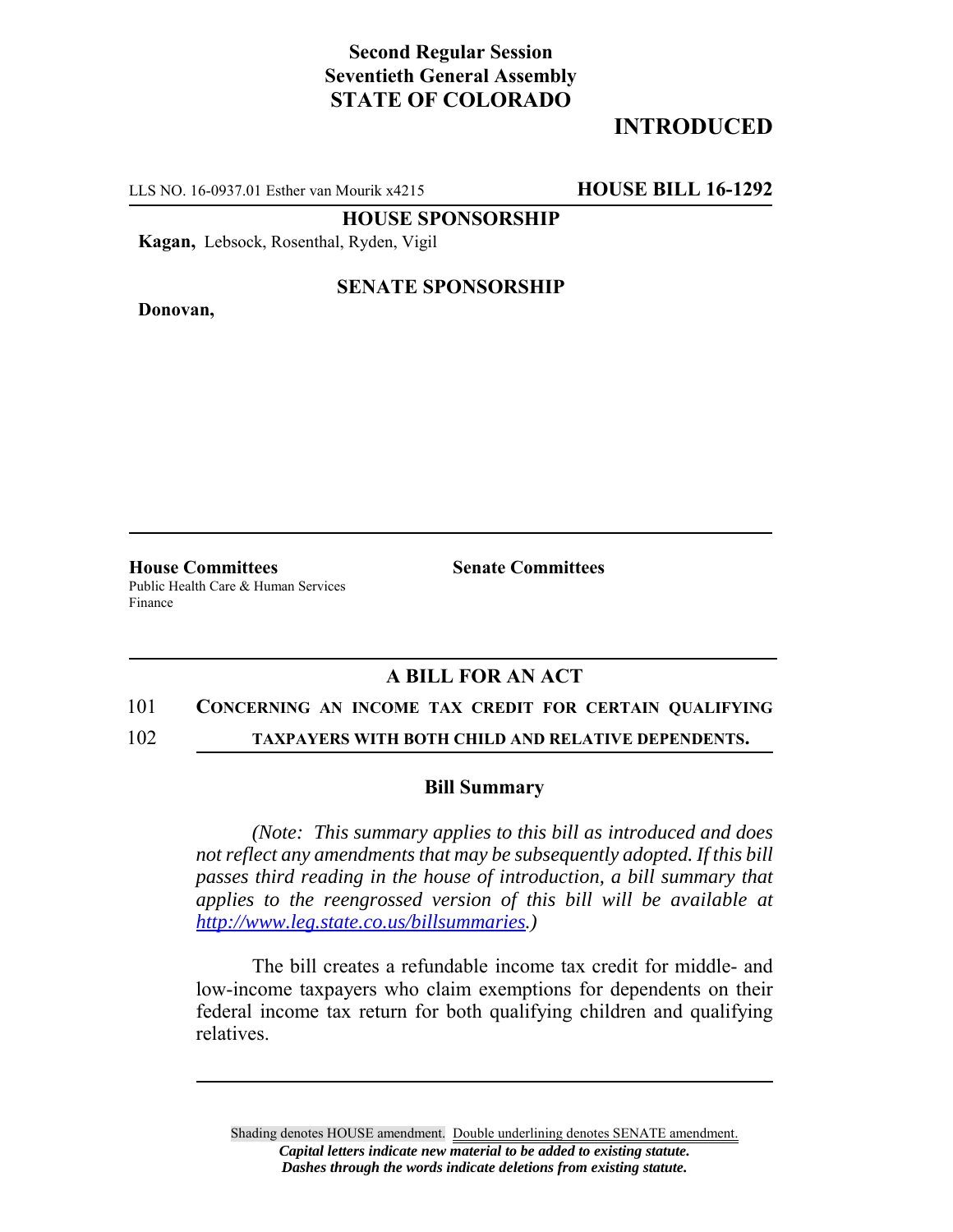**Second Regular Session**
**Seventieth General Assembly**
**STATE OF COLORADO**

# INTRODUCED

LLS NO. 16-0937.01 Esther van Mourik x4215 **HOUSE BILL 16-1292**

**HOUSE SPONSORSHIP**

**Kagan,** Lebsock, Rosenthal, Ryden, Vigil

**SENATE SPONSORSHIP**

**Donovan,**

**House Committees**
Public Health Care & Human Services
Finance

**Senate Committees**

## A BILL FOR AN ACT

101 **CONCERNING AN INCOME TAX CREDIT FOR CERTAIN QUALIFYING**
102 **TAXPAYERS WITH BOTH CHILD AND RELATIVE DEPENDENTS.**

### Bill Summary

*(Note: This summary applies to this bill as introduced and does not reflect any amendments that may be subsequently adopted. If this bill passes third reading in the house of introduction, a bill summary that applies to the reengrossed version of this bill will be available at http://www.leg.state.co.us/billsummaries.)*

The bill creates a refundable income tax credit for middle- and low-income taxpayers who claim exemptions for dependents on their federal income tax return for both qualifying children and qualifying relatives.

Shading denotes HOUSE amendment. Double underlining denotes SENATE amendment.
*Capital letters indicate new material to be added to existing statute.*
*Dashes through the words indicate deletions from existing statute.*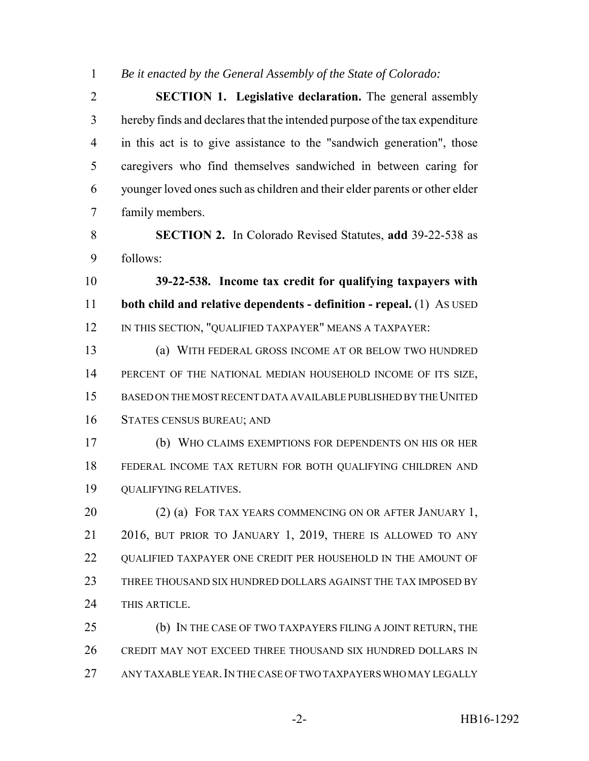*Be it enacted by the General Assembly of the State of Colorado:*

**SECTION 1. Legislative declaration.** The general assembly hereby finds and declares that the intended purpose of the tax expenditure in this act is to give assistance to the "sandwich generation", those caregivers who find themselves sandwiched in between caring for younger loved ones such as children and their elder parents or other elder family members.

**SECTION 2.** In Colorado Revised Statutes, **add** 39-22-538 as follows:

**39-22-538. Income tax credit for qualifying taxpayers with both child and relative dependents - definition - repeal.** (1) AS USED IN THIS SECTION, "QUALIFIED TAXPAYER" MEANS A TAXPAYER:

(a) WITH FEDERAL GROSS INCOME AT OR BELOW TWO HUNDRED PERCENT OF THE NATIONAL MEDIAN HOUSEHOLD INCOME OF ITS SIZE, BASED ON THE MOST RECENT DATA AVAILABLE PUBLISHED BY THE UNITED STATES CENSUS BUREAU; AND

(b) WHO CLAIMS EXEMPTIONS FOR DEPENDENTS ON HIS OR HER FEDERAL INCOME TAX RETURN FOR BOTH QUALIFYING CHILDREN AND QUALIFYING RELATIVES.

(2) (a) FOR TAX YEARS COMMENCING ON OR AFTER JANUARY 1, 2016, BUT PRIOR TO JANUARY 1, 2019, THERE IS ALLOWED TO ANY QUALIFIED TAXPAYER ONE CREDIT PER HOUSEHOLD IN THE AMOUNT OF THREE THOUSAND SIX HUNDRED DOLLARS AGAINST THE TAX IMPOSED BY THIS ARTICLE.

(b) IN THE CASE OF TWO TAXPAYERS FILING A JOINT RETURN, THE CREDIT MAY NOT EXCEED THREE THOUSAND SIX HUNDRED DOLLARS IN ANY TAXABLE YEAR. IN THE CASE OF TWO TAXPAYERS WHO MAY LEGALLY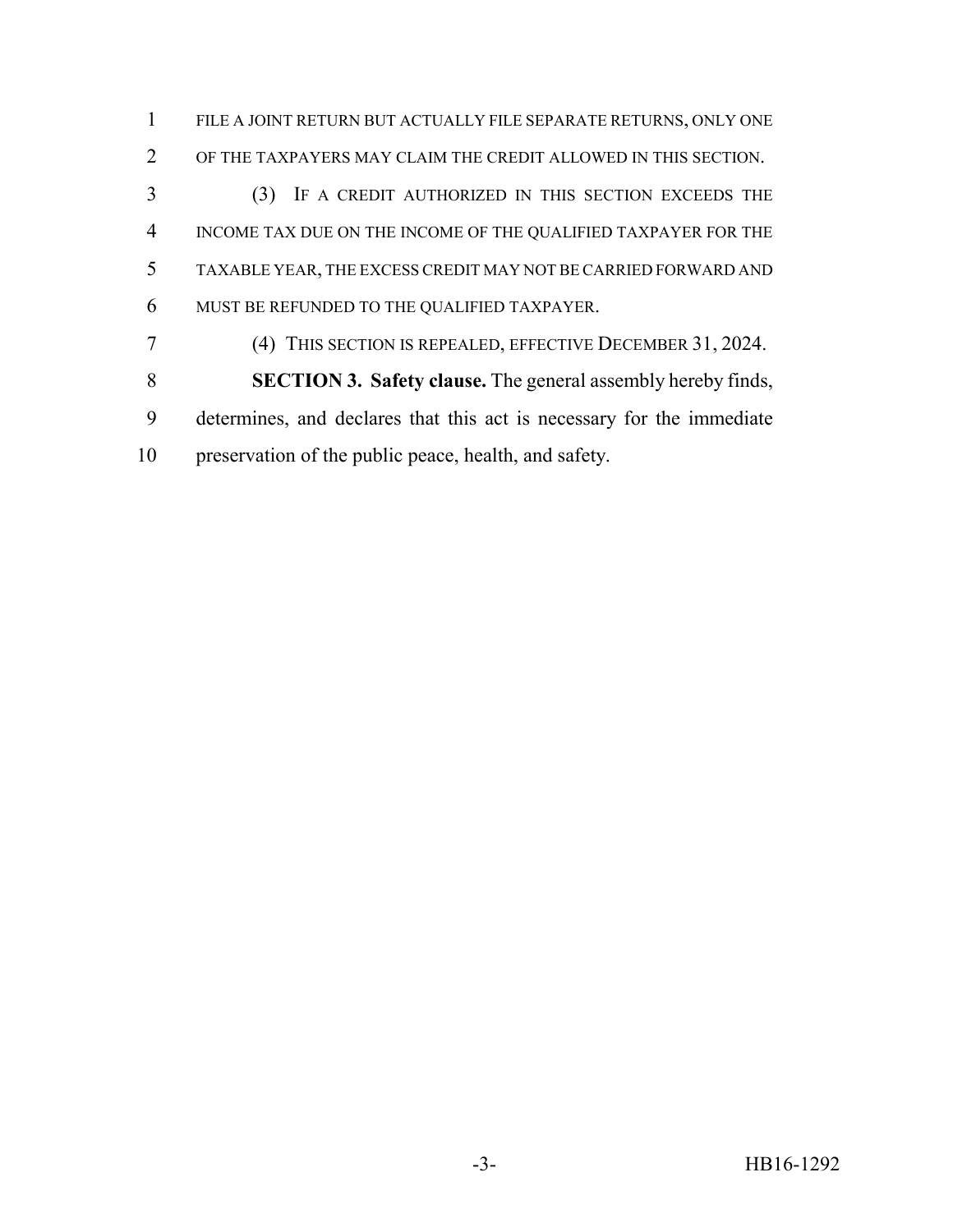FILE A JOINT RETURN BUT ACTUALLY FILE SEPARATE RETURNS, ONLY ONE OF THE TAXPAYERS MAY CLAIM THE CREDIT ALLOWED IN THIS SECTION.

(3) IF A CREDIT AUTHORIZED IN THIS SECTION EXCEEDS THE INCOME TAX DUE ON THE INCOME OF THE QUALIFIED TAXPAYER FOR THE TAXABLE YEAR, THE EXCESS CREDIT MAY NOT BE CARRIED FORWARD AND MUST BE REFUNDED TO THE QUALIFIED TAXPAYER.

(4) THIS SECTION IS REPEALED, EFFECTIVE DECEMBER 31, 2024.

**SECTION 3. Safety clause.** The general assembly hereby finds, determines, and declares that this act is necessary for the immediate preservation of the public peace, health, and safety.